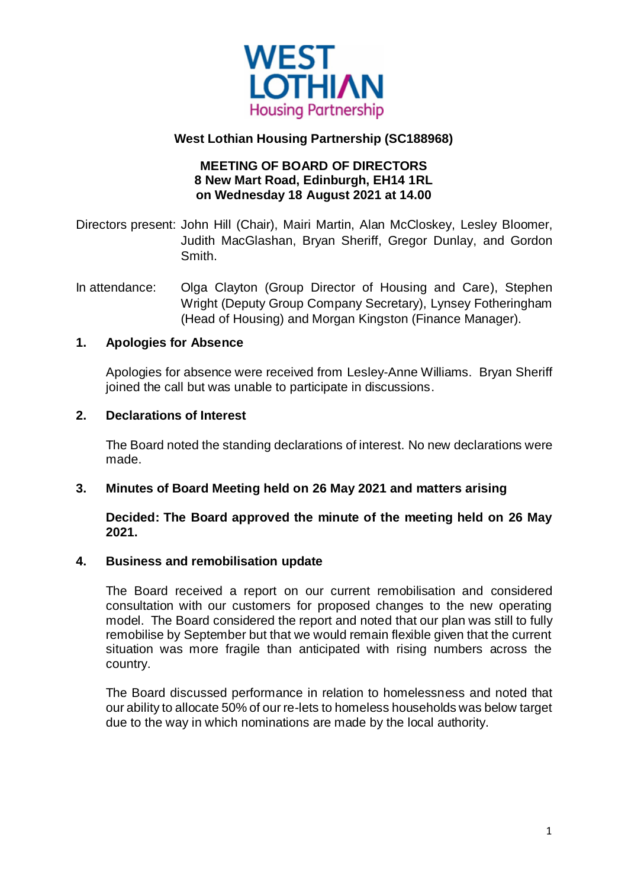**West Lothian Housing Partnership (SC188968)**

**MEETING OF BOARD OF DIRECTORS**
**8 New Mart Road, Edinburgh, EH14 1RL**
**on Wednesday 18 August 2021 at 14.00**

Directors present: John Hill (Chair), Mairi Martin, Alan McCloskey, Lesley Bloomer, Judith MacGlashan, Bryan Sheriff, Gregor Dunlay, and Gordon Smith.

In attendance: Olga Clayton (Group Director of Housing and Care), Stephen Wright (Deputy Group Company Secretary), Lynsey Fotheringham (Head of Housing) and Morgan Kingston (Finance Manager).

## 1. Apologies for Absence

Apologies for absence were received from Lesley-Anne Williams. Bryan Sheriff joined the call but was unable to participate in discussions.

## 2. Declarations of Interest

The Board noted the standing declarations of interest. No new declarations were made.

## 3. Minutes of Board Meeting held on 26 May 2021 and matters arising

**Decided: The Board approved the minute of the meeting held on 26 May 2021.**

## 4. Business and remobilisation update

The Board received a report on our current remobilisation and considered consultation with our customers for proposed changes to the new operating model. The Board considered the report and noted that our plan was still to fully remobilise by September but that we would remain flexible given that the current situation was more fragile than anticipated with rising numbers across the country.

The Board discussed performance in relation to homelessness and noted that our ability to allocate 50% of our re-lets to homeless households was below target due to the way in which nominations are made by the local authority.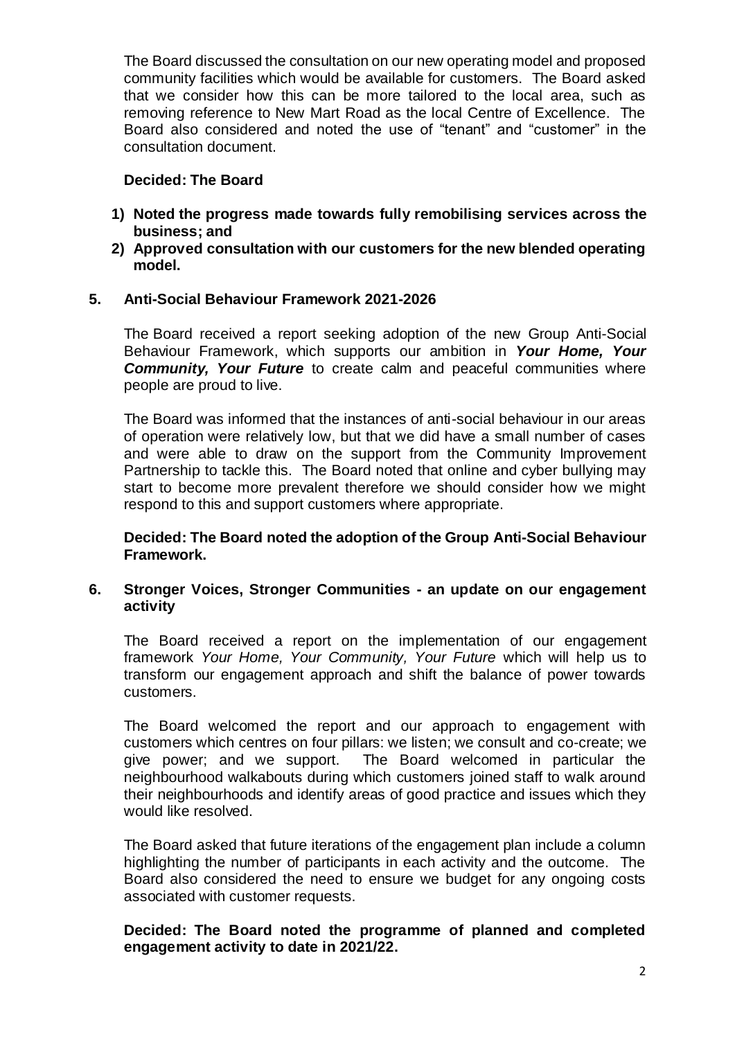The Board discussed the consultation on our new operating model and proposed community facilities which would be available for customers. The Board asked that we consider how this can be more tailored to the local area, such as removing reference to New Mart Road as the local Centre of Excellence. The Board also considered and noted the use of "tenant" and "customer" in the consultation document.

**Decided: The Board**

1) **Noted the progress made towards fully remobilising services across the business; and**
2) **Approved consultation with our customers for the new blended operating model.**

## 5. Anti-Social Behaviour Framework 2021-2026

The Board received a report seeking adoption of the new Group Anti-Social Behaviour Framework, which supports our ambition in ***Your Home, Your Community, Your Future*** to create calm and peaceful communities where people are proud to live.

The Board was informed that the instances of anti-social behaviour in our areas of operation were relatively low, but that we did have a small number of cases and were able to draw on the support from the Community Improvement Partnership to tackle this. The Board noted that online and cyber bullying may start to become more prevalent therefore we should consider how we might respond to this and support customers where appropriate.

**Decided: The Board noted the adoption of the Group Anti-Social Behaviour Framework.**

## 6. Stronger Voices, Stronger Communities - an update on our engagement activity

The Board received a report on the implementation of our engagement framework *Your Home, Your Community, Your Future* which will help us to transform our engagement approach and shift the balance of power towards customers.

The Board welcomed the report and our approach to engagement with customers which centres on four pillars: we listen; we consult and co-create; we give power; and we support. The Board welcomed in particular the neighbourhood walkabouts during which customers joined staff to walk around their neighbourhoods and identify areas of good practice and issues which they would like resolved.

The Board asked that future iterations of the engagement plan include a column highlighting the number of participants in each activity and the outcome. The Board also considered the need to ensure we budget for any ongoing costs associated with customer requests.

**Decided: The Board noted the programme of planned and completed engagement activity to date in 2021/22.**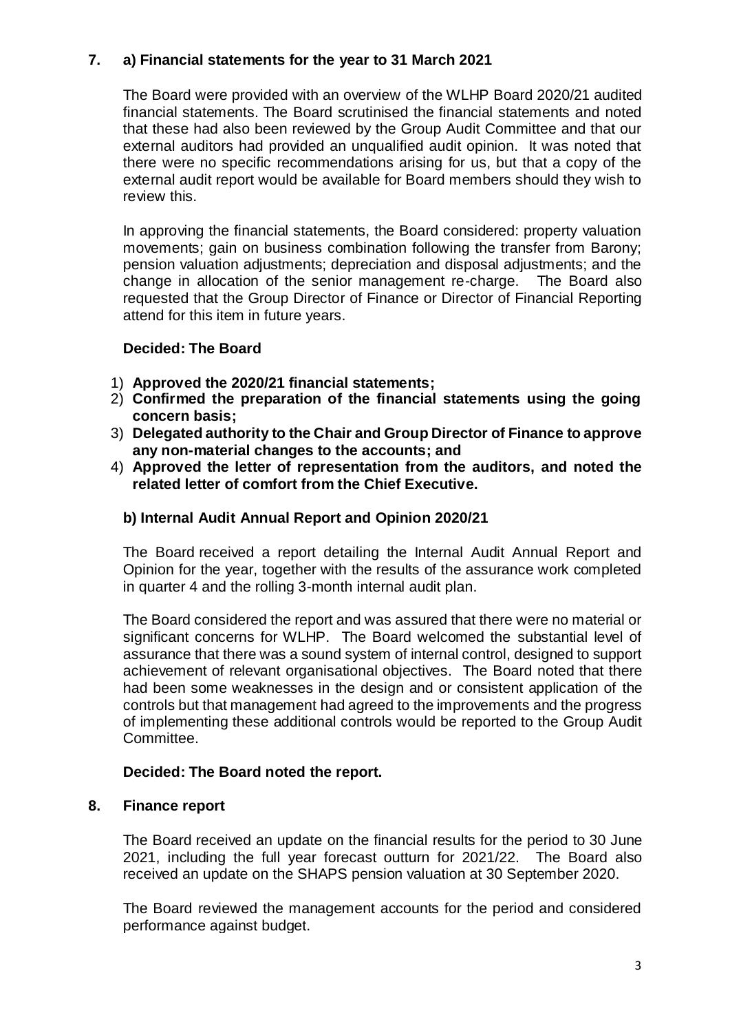## 7. a) Financial statements for the year to 31 March 2021

The Board were provided with an overview of the WLHP Board 2020/21 audited financial statements. The Board scrutinised the financial statements and noted that these had also been reviewed by the Group Audit Committee and that our external auditors had provided an unqualified audit opinion. It was noted that there were no specific recommendations arising for us, but that a copy of the external audit report would be available for Board members should they wish to review this.

In approving the financial statements, the Board considered: property valuation movements; gain on business combination following the transfer from Barony; pension valuation adjustments; depreciation and disposal adjustments; and the change in allocation of the senior management re-charge. The Board also requested that the Group Director of Finance or Director of Financial Reporting attend for this item in future years.

**Decided: The Board**

1) **Approved the 2020/21 financial statements;**
2) **Confirmed the preparation of the financial statements using the going concern basis;**
3) **Delegated authority to the Chair and Group Director of Finance to approve any non-material changes to the accounts; and**
4) **Approved the letter of representation from the auditors, and noted the related letter of comfort from the Chief Executive.**

### b) Internal Audit Annual Report and Opinion 2020/21

The Board received a report detailing the Internal Audit Annual Report and Opinion for the year, together with the results of the assurance work completed in quarter 4 and the rolling 3-month internal audit plan.

The Board considered the report and was assured that there were no material or significant concerns for WLHP. The Board welcomed the substantial level of assurance that there was a sound system of internal control, designed to support achievement of relevant organisational objectives. The Board noted that there had been some weaknesses in the design and or consistent application of the controls but that management had agreed to the improvements and the progress of implementing these additional controls would be reported to the Group Audit Committee.

**Decided: The Board noted the report.**

## 8. Finance report

The Board received an update on the financial results for the period to 30 June 2021, including the full year forecast outturn for 2021/22. The Board also received an update on the SHAPS pension valuation at 30 September 2020.

The Board reviewed the management accounts for the period and considered performance against budget.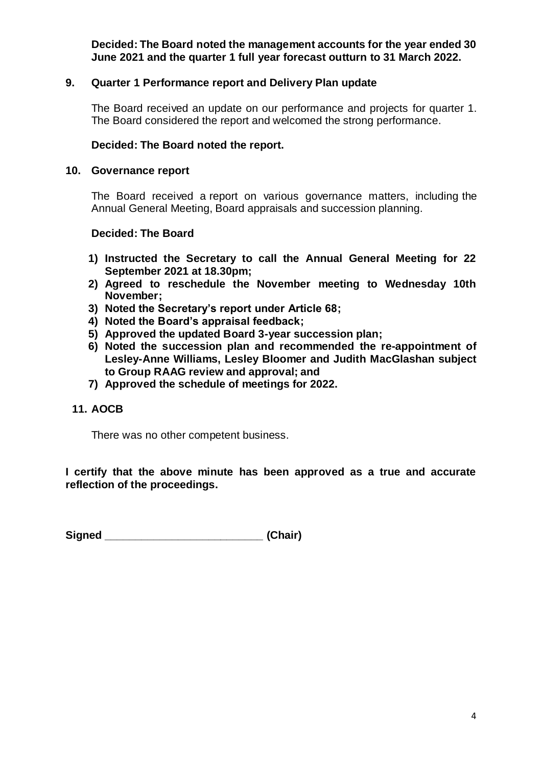**Decided: The Board noted the management accounts for the year ended 30 June 2021 and the quarter 1 full year forecast outturn to 31 March 2022.**

## 9. Quarter 1 Performance report and Delivery Plan update

The Board received an update on our performance and projects for quarter 1. The Board considered the report and welcomed the strong performance.

**Decided: The Board noted the report.**

## 10. Governance report

The Board received a report on various governance matters, including the Annual General Meeting, Board appraisals and succession planning.

**Decided: The Board**

1) **Instructed the Secretary to call the Annual General Meeting for 22 September 2021 at 18.30pm;**
2) **Agreed to reschedule the November meeting to Wednesday 10th November;**
3) **Noted the Secretary's report under Article 68;**
4) **Noted the Board's appraisal feedback;**
5) **Approved the updated Board 3-year succession plan;**
6) **Noted the succession plan and recommended the re-appointment of Lesley-Anne Williams, Lesley Bloomer and Judith MacGlashan subject to Group RAAG review and approval; and**
7) **Approved the schedule of meetings for 2022.**

## 11. AOCB

There was no other competent business.

**I certify that the above minute has been approved as a true and accurate reflection of the proceedings.**

**Signed _________________________ (Chair)**